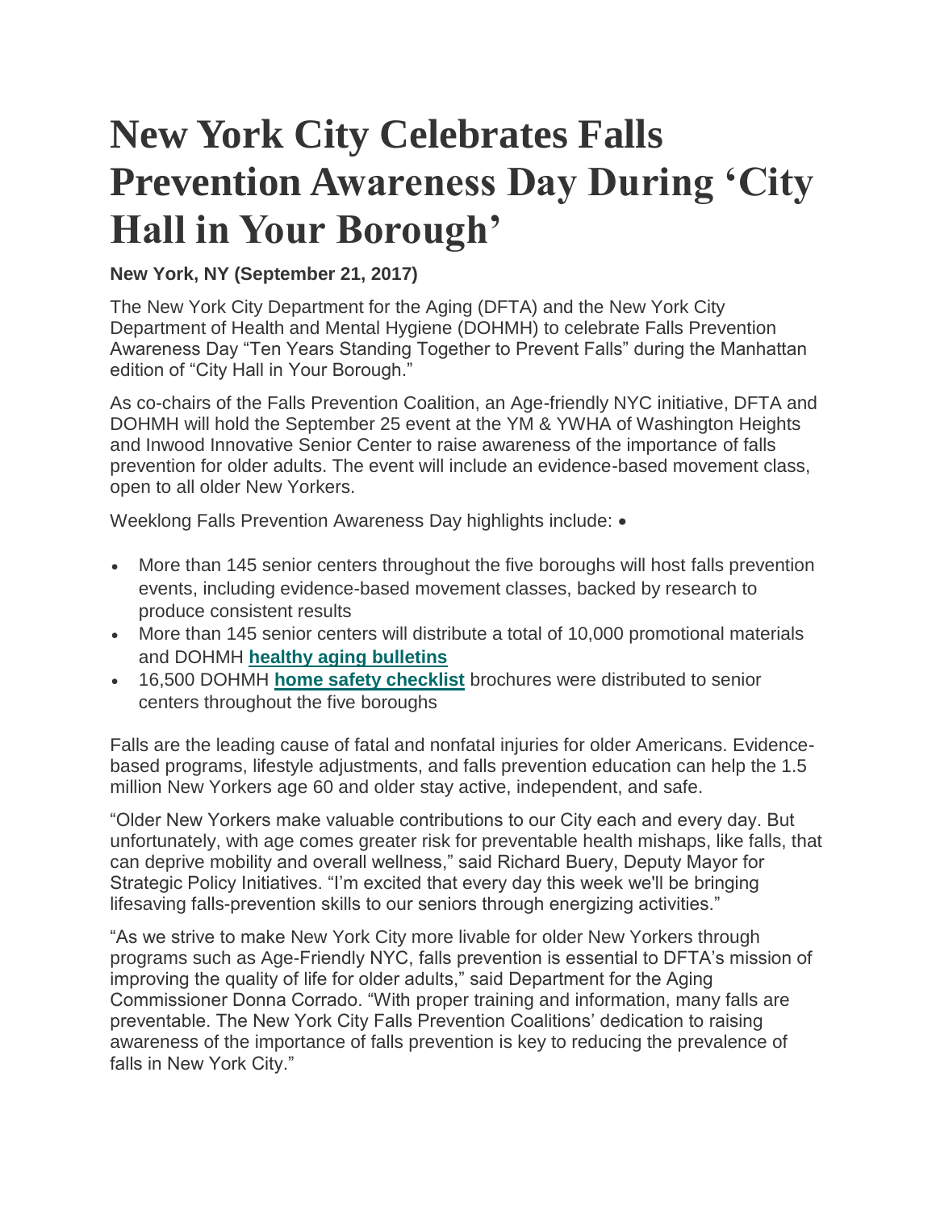# New York City Celebrates Falls Prevention Awareness Day During 'City Hall in Your Borough'

**New York, NY (September 21, 2017)**

The New York City Department for the Aging (DFTA) and the New York City Department of Health and Mental Hygiene (DOHMH) to celebrate Falls Prevention Awareness Day "Ten Years Standing Together to Prevent Falls" during the Manhattan edition of "City Hall in Your Borough."

As co-chairs of the Falls Prevention Coalition, an Age-friendly NYC initiative, DFTA and DOHMH will hold the September 25 event at the YM & YWHA of Washington Heights and Inwood Innovative Senior Center to raise awareness of the importance of falls prevention for older adults. The event will include an evidence-based movement class, open to all older New Yorkers.

Weeklong Falls Prevention Awareness Day highlights include: •

- More than 145 senior centers throughout the five boroughs will host falls prevention events, including evidence-based movement classes, backed by research to produce consistent results
- More than 145 senior centers will distribute a total of 10,000 promotional materials and DOHMH **healthy aging bulletins**
- 16,500 DOHMH **home safety checklist** brochures were distributed to senior centers throughout the five boroughs

Falls are the leading cause of fatal and nonfatal injuries for older Americans. Evidence-based programs, lifestyle adjustments, and falls prevention education can help the 1.5 million New Yorkers age 60 and older stay active, independent, and safe.

"Older New Yorkers make valuable contributions to our City each and every day. But unfortunately, with age comes greater risk for preventable health mishaps, like falls, that can deprive mobility and overall wellness," said Richard Buery, Deputy Mayor for Strategic Policy Initiatives. "I'm excited that every day this week we'll be bringing lifesaving falls-prevention skills to our seniors through energizing activities."

"As we strive to make New York City more livable for older New Yorkers through programs such as Age-Friendly NYC, falls prevention is essential to DFTA's mission of improving the quality of life for older adults," said Department for the Aging Commissioner Donna Corrado. "With proper training and information, many falls are preventable. The New York City Falls Prevention Coalitions' dedication to raising awareness of the importance of falls prevention is key to reducing the prevalence of falls in New York City."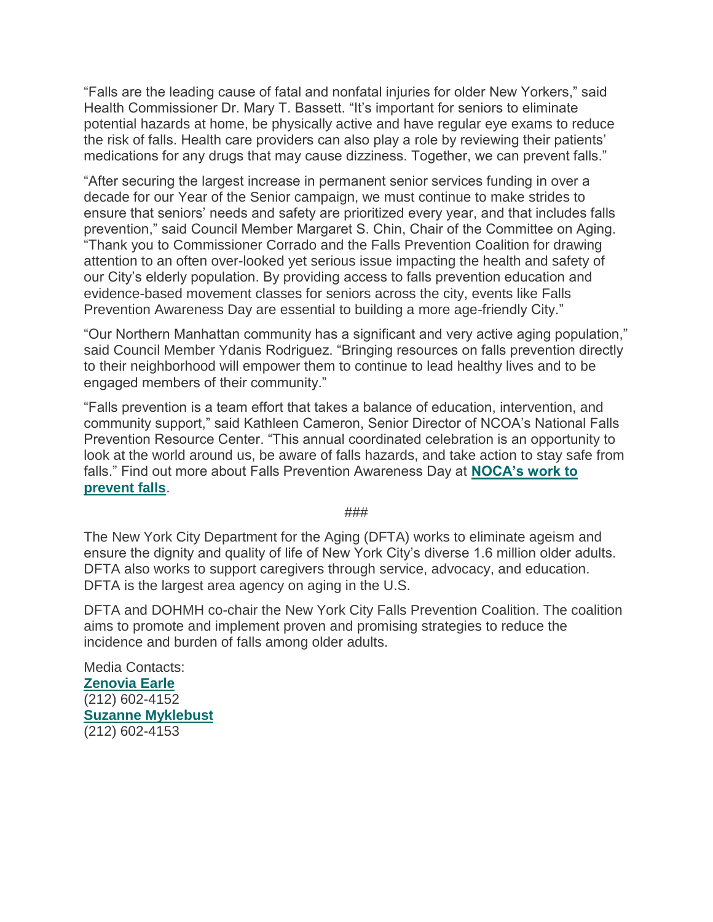"Falls are the leading cause of fatal and nonfatal injuries for older New Yorkers," said Health Commissioner Dr. Mary T. Bassett. "It's important for seniors to eliminate potential hazards at home, be physically active and have regular eye exams to reduce the risk of falls. Health care providers can also play a role by reviewing their patients' medications for any drugs that may cause dizziness. Together, we can prevent falls."

"After securing the largest increase in permanent senior services funding in over a decade for our Year of the Senior campaign, we must continue to make strides to ensure that seniors' needs and safety are prioritized every year, and that includes falls prevention," said Council Member Margaret S. Chin, Chair of the Committee on Aging. "Thank you to Commissioner Corrado and the Falls Prevention Coalition for drawing attention to an often over-looked yet serious issue impacting the health and safety of our City's elderly population. By providing access to falls prevention education and evidence-based movement classes for seniors across the city, events like Falls Prevention Awareness Day are essential to building a more age-friendly City."

"Our Northern Manhattan community has a significant and very active aging population," said Council Member Ydanis Rodriguez. "Bringing resources on falls prevention directly to their neighborhood will empower them to continue to lead healthy lives and to be engaged members of their community."

"Falls prevention is a team effort that takes a balance of education, intervention, and community support," said Kathleen Cameron, Senior Director of NCOA's National Falls Prevention Resource Center. "This annual coordinated celebration is an opportunity to look at the world around us, be aware of falls hazards, and take action to stay safe from falls." Find out more about Falls Prevention Awareness Day at **NOCA's work to prevent falls**.

###

The New York City Department for the Aging (DFTA) works to eliminate ageism and ensure the dignity and quality of life of New York City's diverse 1.6 million older adults. DFTA also works to support caregivers through service, advocacy, and education. DFTA is the largest area agency on aging in the U.S.

DFTA and DOHMH co-chair the New York City Falls Prevention Coalition. The coalition aims to promote and implement proven and promising strategies to reduce the incidence and burden of falls among older adults.

Media Contacts:
**Zenovia Earle**
(212) 602-4152
**Suzanne Myklebust**
(212) 602-4153